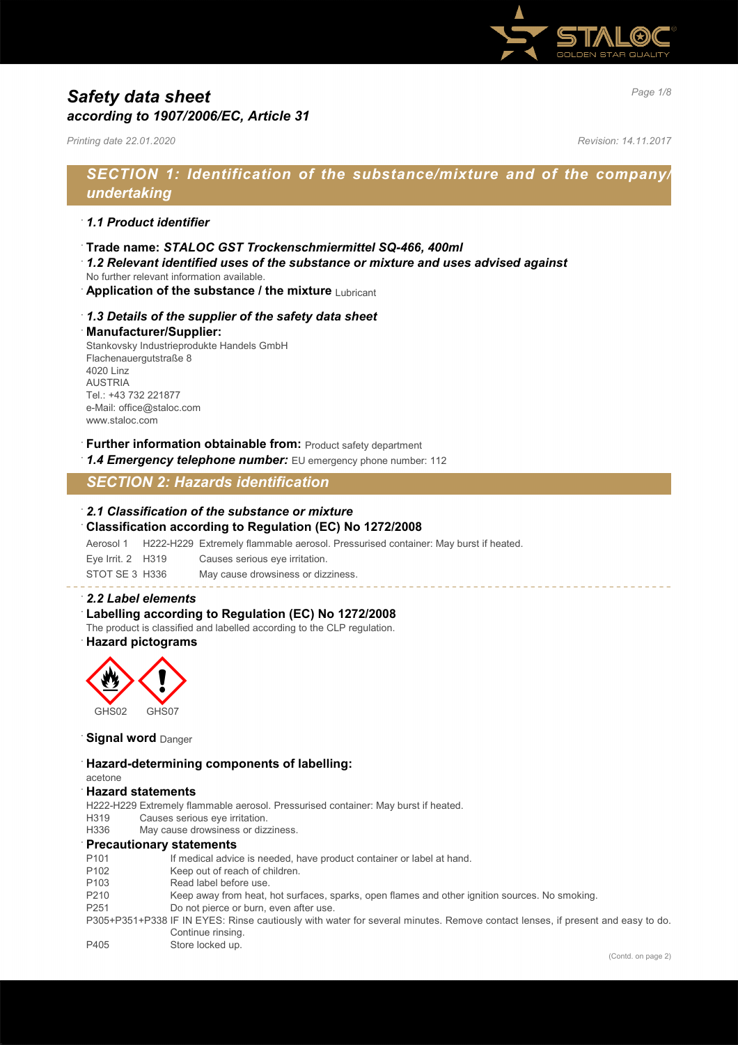# Safety data sheet
## according to 1907/2006/EC, Article 31

*Printing date 22.01.2020* *Revision: 14.11.2017*

## SECTION 1: Identification of the substance/mixture and of the company/undertaking

### 1.1 Product identifier

- **Trade name: *STALOC GST Trockenschmiermittel SQ-466, 400ml***
- ***1.2 Relevant identified uses of the substance or mixture and uses advised against***
  No further relevant information available.
- **Application of the substance / the mixture** Lubricant

### 1.3 Details of the supplier of the safety data sheet

- **Manufacturer/Supplier:**
  Stankovsky Industrieprodukte Handels GmbH
  Flachenauergutstraße 8
  4020 Linz
  AUSTRIA
  Tel.: +43 732 221877
  e-Mail: office@staloc.com
  www.staloc.com

- **Further information obtainable from:** Product safety department
- ***1.4 Emergency telephone number:*** EU emergency phone number: 112

## SECTION 2: Hazards identification

### 2.1 Classification of the substance or mixture

**Classification according to Regulation (EC) No 1272/2008**

| | | |
|---|---|---|
| Aerosol 1 | H222-H229 | Extremely flammable aerosol. Pressurised container: May burst if heated. |
| Eye Irrit. 2 | H319 | Causes serious eye irritation. |
| STOT SE 3 | H336 | May cause drowsiness or dizziness. |

### 2.2 Label elements

**Labelling according to Regulation (EC) No 1272/2008**

The product is classified and labelled according to the CLP regulation.

**Hazard pictograms**

GHS02 GHS07

**Signal word** Danger

**Hazard-determining components of labelling:**

acetone

**Hazard statements**

H222-H229 Extremely flammable aerosol. Pressurised container: May burst if heated.
H319 Causes serious eye irritation.
H336 May cause drowsiness or dizziness.

**Precautionary statements**

| | |
|---|---|
| P101 | If medical advice is needed, have product container or label at hand. |
| P102 | Keep out of reach of children. |
| P103 | Read label before use. |
| P210 | Keep away from heat, hot surfaces, sparks, open flames and other ignition sources. No smoking. |
| P251 | Do not pierce or burn, even after use. |
| P305+P351+P338 | IF IN EYES: Rinse cautiously with water for several minutes. Remove contact lenses, if present and easy to do. Continue rinsing. |
| P405 | Store locked up. |

(Contd. on page 2)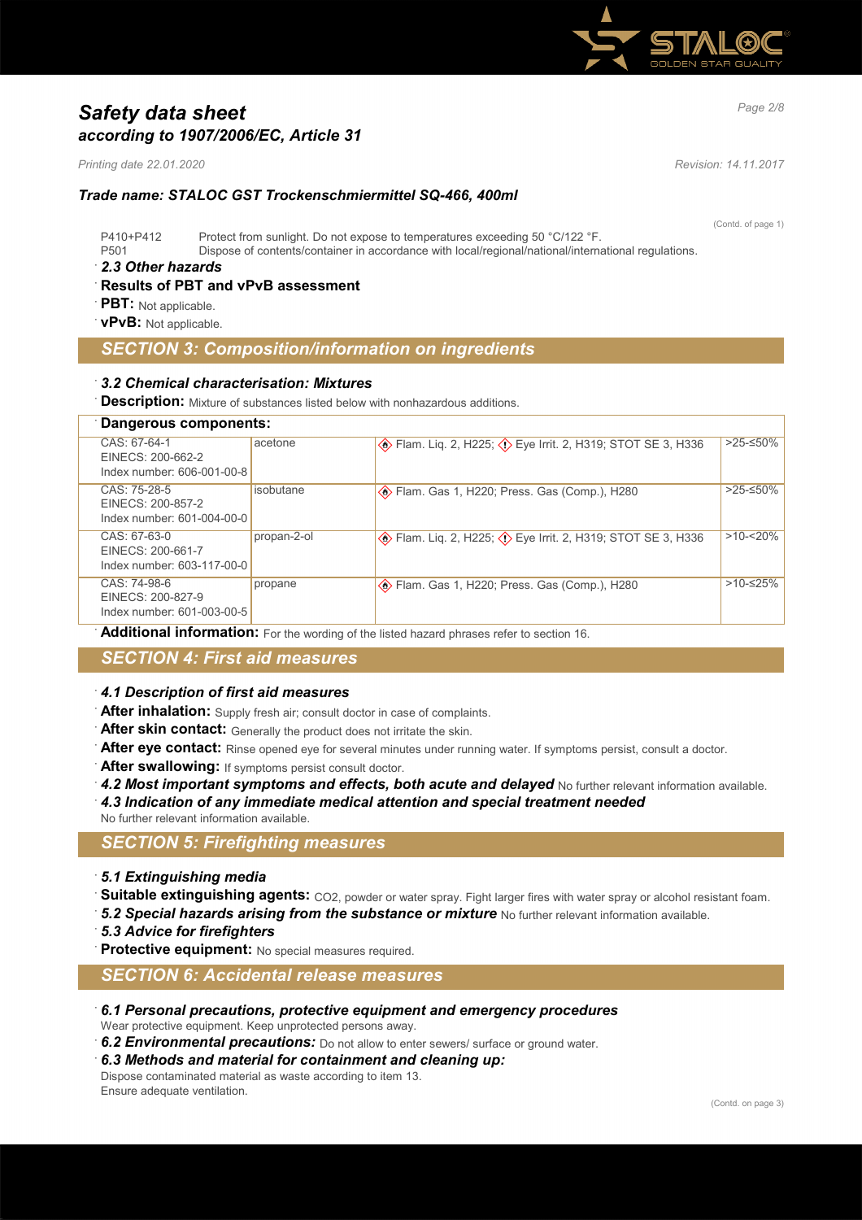# Safety data sheet
## according to 1907/2006/EC, Article 31

*Printing date 22.01.2020* *Revision: 14.11.2017*

### Trade name: STALOC GST Trockenschmiermittel SQ-466, 400ml

(Contd. of page 1)

P410+P412 Protect from sunlight. Do not expose to temperatures exceeding 50 °C/122 °F.
P501 Dispose of contents/container in accordance with local/regional/national/international regulations.

· ***2.3 Other hazards***
· **Results of PBT and vPvB assessment**
· **PBT:** Not applicable.
· **vPvB:** Not applicable.

## SECTION 3: Composition/information on ingredients

· ***3.2 Chemical characterisation: Mixtures***
· **Description:** Mixture of substances listed below with nonhazardous additions.

· **Dangerous components:**

| | | | |
|---|---|---|---|
| CAS: 67-64-1<br>EINECS: 200-662-2<br>Index number: 606-001-00-8 | acetone | Flam. Liq. 2, H225; Eye Irrit. 2, H319; STOT SE 3, H336 | >25-≤50% |
| CAS: 75-28-5<br>EINECS: 200-857-2<br>Index number: 601-004-00-0 | isobutane | Flam. Gas 1, H220; Press. Gas (Comp.), H280 | >25-≤50% |
| CAS: 67-63-0<br>EINECS: 200-661-7<br>Index number: 603-117-00-0 | propan-2-ol | Flam. Liq. 2, H225; Eye Irrit. 2, H319; STOT SE 3, H336 | >10-<20% |
| CAS: 74-98-6<br>EINECS: 200-827-9<br>Index number: 601-003-00-5 | propane | Flam. Gas 1, H220; Press. Gas (Comp.), H280 | >10-≤25% |

· **Additional information:** For the wording of the listed hazard phrases refer to section 16.

## SECTION 4: First aid measures

· ***4.1 Description of first aid measures***
· **After inhalation:** Supply fresh air; consult doctor in case of complaints.
· **After skin contact:** Generally the product does not irritate the skin.
· **After eye contact:** Rinse opened eye for several minutes under running water. If symptoms persist, consult a doctor.
· **After swallowing:** If symptoms persist consult doctor.
· ***4.2 Most important symptoms and effects, both acute and delayed*** No further relevant information available.
· ***4.3 Indication of any immediate medical attention and special treatment needed***
No further relevant information available.

## SECTION 5: Firefighting measures

· ***5.1 Extinguishing media***
· **Suitable extinguishing agents:** $CO_2$, powder or water spray. Fight larger fires with water spray or alcohol resistant foam.
· ***5.2 Special hazards arising from the substance or mixture*** No further relevant information available.
· ***5.3 Advice for firefighters***
· **Protective equipment:** No special measures required.

## SECTION 6: Accidental release measures

· ***6.1 Personal precautions, protective equipment and emergency procedures***
Wear protective equipment. Keep unprotected persons away.
· ***6.2 Environmental precautions:*** Do not allow to enter sewers/ surface or ground water.
· ***6.3 Methods and material for containment and cleaning up:***
Dispose contaminated material as waste according to item 13.
Ensure adequate ventilation.

(Contd. on page 3)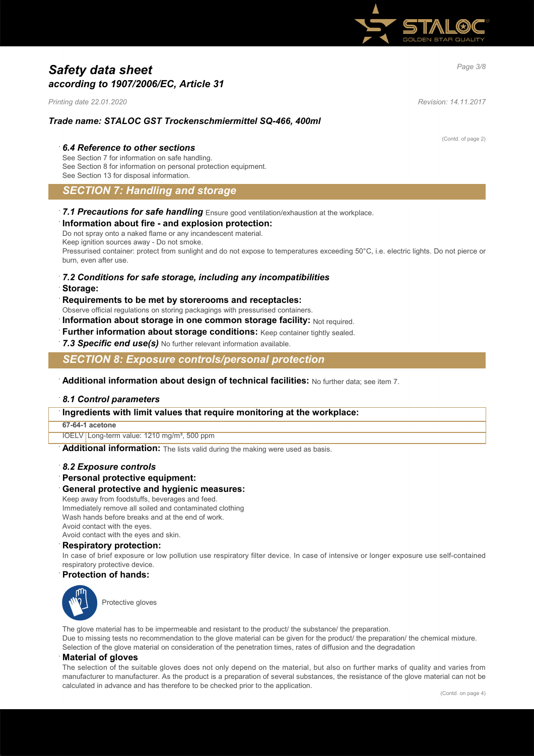# Safety data sheet
## according to 1907/2006/EC, Article 31

*Printing date 22.01.2020* *Revision: 14.11.2017*

### Trade name: STALOC GST Trockenschmiermittel SQ-466, 400ml

(Contd. of page 2)

· ***6.4 Reference to other sections***
See Section 7 for information on safe handling.
See Section 8 for information on personal protection equipment.
See Section 13 for disposal information.

## SECTION 7: Handling and storage

· ***7.1 Precautions for safe handling*** Ensure good ventilation/exhaustion at the workplace.
· **Information about fire - and explosion protection:**
Do not spray onto a naked flame or any incandescent material.
Keep ignition sources away - Do not smoke.
Pressurised container: protect from sunlight and do not expose to temperatures exceeding 50°C, i.e. electric lights. Do not pierce or burn, even after use.

· ***7.2 Conditions for safe storage, including any incompatibilities***
· **Storage:**
· **Requirements to be met by storerooms and receptacles:**
Observe official regulations on storing packagings with pressurised containers.
· **Information about storage in one common storage facility:** Not required.
· **Further information about storage conditions:** Keep container tightly sealed.
· ***7.3 Specific end use(s)*** No further relevant information available.

## SECTION 8: Exposure controls/personal protection

· **Additional information about design of technical facilities:** No further data; see item 7.

· ***8.1 Control parameters***

| · Ingredients with limit values that require monitoring at the workplace: | |
|---|---|
| **67-64-1 acetone** | |
| IOELV | Long-term value: 1210 mg/m³, 500 ppm |

· **Additional information:** The lists valid during the making were used as basis.

· ***8.2 Exposure controls***
· **Personal protective equipment:**
· **General protective and hygienic measures:**
Keep away from foodstuffs, beverages and feed.
Immediately remove all soiled and contaminated clothing
Wash hands before breaks and at the end of work.
Avoid contact with the eyes.
Avoid contact with the eyes and skin.
· **Respiratory protection:**
In case of brief exposure or low pollution use respiratory filter device. In case of intensive or longer exposure use self-contained respiratory protective device.
· **Protection of hands:**

Protective gloves

The glove material has to be impermeable and resistant to the product/ the substance/ the preparation.
Due to missing tests no recommendation to the glove material can be given for the product/ the preparation/ the chemical mixture.
Selection of the glove material on consideration of the penetration times, rates of diffusion and the degradation
· **Material of gloves**
The selection of the suitable gloves does not only depend on the material, but also on further marks of quality and varies from manufacturer to manufacturer. As the product is a preparation of several substances, the resistance of the glove material can not be calculated in advance and has therefore to be checked prior to the application.

(Contd. on page 4)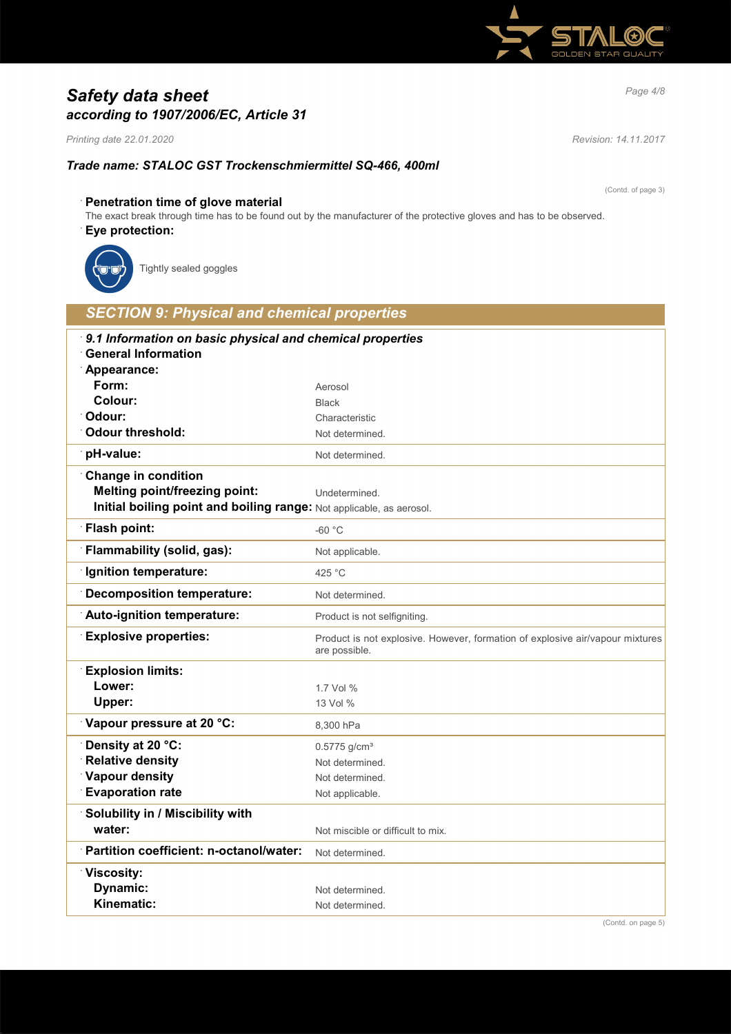# Safety data sheet
## according to 1907/2006/EC, Article 31

*Printing date 22.01.2020* *Revision: 14.11.2017*

### Trade name: STALOC GST Trockenschmiermittel SQ-466, 400ml

(Contd. of page 3)

**Penetration time of glove material**

The exact break through time has to be found out by the manufacturer of the protective gloves and has to be observed.

**Eye protection:**

Tightly sealed goggles

## SECTION 9: Physical and chemical properties

| | |
|---|---|
| ***9.1 Information on basic physical and chemical properties*** | |
| **General Information** | |
| **Appearance:** | |
| **Form:** | Aerosol |
| **Colour:** | Black |
| **Odour:** | Characteristic |
| **Odour threshold:** | Not determined. |
| **pH-value:** | Not determined. |
| **Change in condition** | |
| **Melting point/freezing point:** | Undetermined. |
| **Initial boiling point and boiling range:** | Not applicable, as aerosol. |
| **Flash point:** | -60 °C |
| **Flammability (solid, gas):** | Not applicable. |
| **Ignition temperature:** | 425 °C |
| **Decomposition temperature:** | Not determined. |
| **Auto-ignition temperature:** | Product is not selfigniting. |
| **Explosive properties:** | Product is not explosive. However, formation of explosive air/vapour mixtures are possible. |
| **Explosion limits:** | |
| **Lower:** | 1.7 Vol % |
| **Upper:** | 13 Vol % |
| **Vapour pressure at 20 °C:** | 8,300 hPa |
| **Density at 20 °C:** | 0.5775 g/cm³ |
| **Relative density** | Not determined. |
| **Vapour density** | Not determined. |
| **Evaporation rate** | Not applicable. |
| **Solubility in / Miscibility with** | |
| **water:** | Not miscible or difficult to mix. |
| **Partition coefficient: n-octanol/water:** | Not determined. |
| **Viscosity:** | |
| **Dynamic:** | Not determined. |
| **Kinematic:** | Not determined. |

(Contd. on page 5)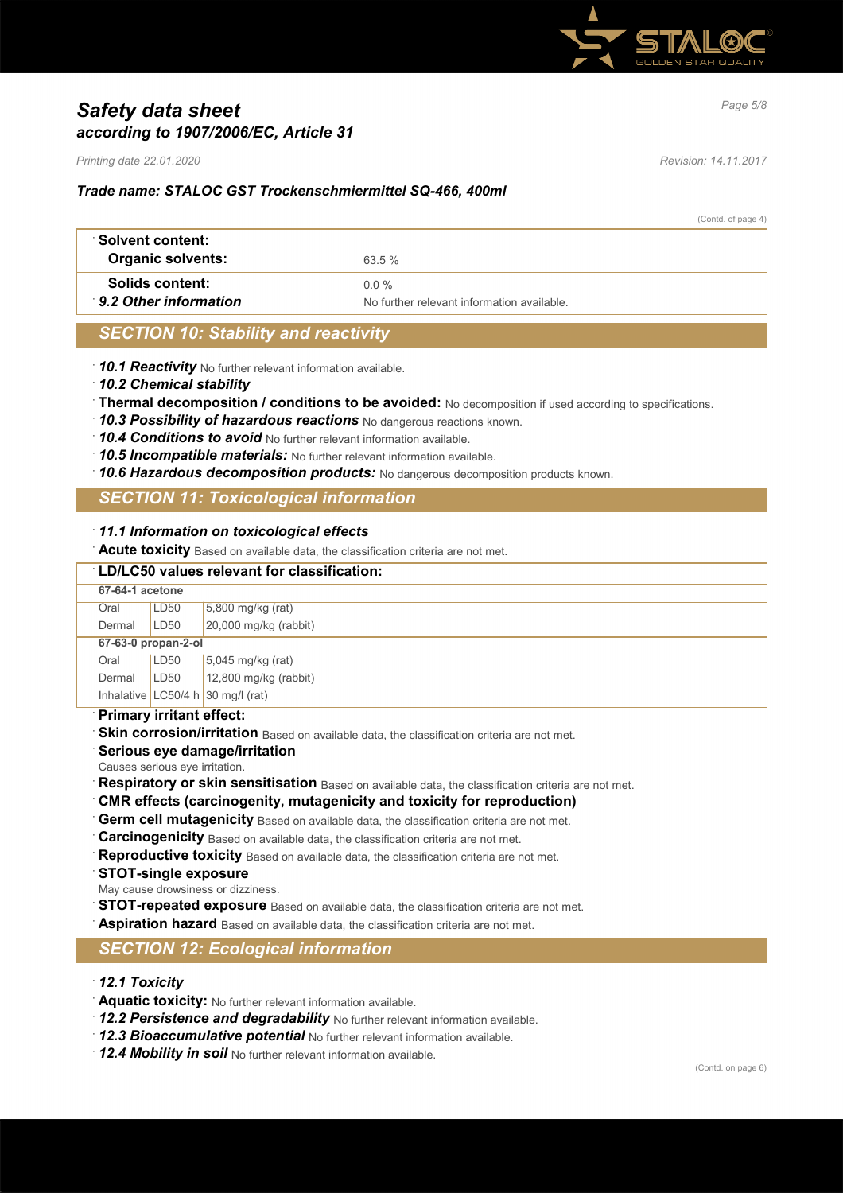# Safety data sheet
## according to 1907/2006/EC, Article 31

*Printing date 22.01.2020* *Revision: 14.11.2017*

***Trade name: STALOC GST Trockenschmiermittel SQ-466, 400ml***

(Contd. of page 4)

| | |
|---|---|
| **Solvent content:** | |
| **Organic solvents:** | 63.5 % |
| **Solids content:** | 0.0 % |
| ***9.2 Other information*** | No further relevant information available. |

## SECTION 10: Stability and reactivity

- ***10.1 Reactivity*** No further relevant information available.
- ***10.2 Chemical stability***
- **Thermal decomposition / conditions to be avoided:** No decomposition if used according to specifications.
- ***10.3 Possibility of hazardous reactions*** No dangerous reactions known.
- ***10.4 Conditions to avoid*** No further relevant information available.
- ***10.5 Incompatible materials:*** No further relevant information available.
- ***10.6 Hazardous decomposition products:*** No dangerous decomposition products known.

## SECTION 11: Toxicological information

- ***11.1 Information on toxicological effects***
- **Acute toxicity** Based on available data, the classification criteria are not met.

**LD/LC50 values relevant for classification:**

| | | |
|---|---|---|
| **67-64-1 acetone** | | |
| Oral | LD50 | 5,800 mg/kg (rat) |
| Dermal | LD50 | 20,000 mg/kg (rabbit) |
| **67-63-0 propan-2-ol** | | |
| Oral | LD50 | 5,045 mg/kg (rat) |
| Dermal | LD50 | 12,800 mg/kg (rabbit) |
| Inhalative | LC50/4 h | 30 mg/l (rat) |

- **Primary irritant effect:**
- **Skin corrosion/irritation** Based on available data, the classification criteria are not met.
- **Serious eye damage/irritation**
  Causes serious eye irritation.
- **Respiratory or skin sensitisation** Based on available data, the classification criteria are not met.
- **CMR effects (carcinogenity, mutagenicity and toxicity for reproduction)**
- **Germ cell mutagenicity** Based on available data, the classification criteria are not met.
- **Carcinogenicity** Based on available data, the classification criteria are not met.
- **Reproductive toxicity** Based on available data, the classification criteria are not met.
- **STOT-single exposure**
  May cause drowsiness or dizziness.
- **STOT-repeated exposure** Based on available data, the classification criteria are not met.
- **Aspiration hazard** Based on available data, the classification criteria are not met.

## SECTION 12: Ecological information

- ***12.1 Toxicity***
- **Aquatic toxicity:** No further relevant information available.
- ***12.2 Persistence and degradability*** No further relevant information available.
- ***12.3 Bioaccumulative potential*** No further relevant information available.
- ***12.4 Mobility in soil*** No further relevant information available.

(Contd. on page 6)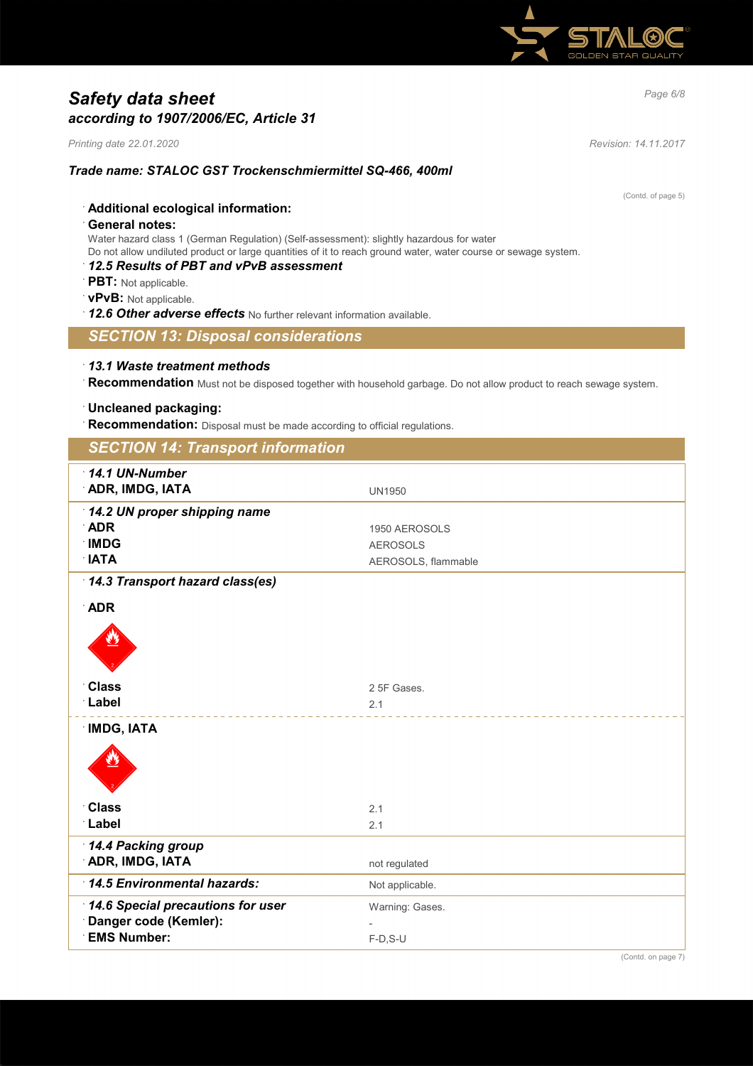# Safety data sheet
*according to 1907/2006/EC, Article 31*

*Printing date 22.01.2020* *Revision: 14.11.2017*

***Trade name: STALOC GST Trockenschmiermittel SQ-466, 400ml***

(Contd. of page 5)

- **Additional ecological information:**
- **General notes:**
  Water hazard class 1 (German Regulation) (Self-assessment): slightly hazardous for water
  Do not allow undiluted product or large quantities of it to reach ground water, water course or sewage system.
- ***12.5 Results of PBT and vPvB assessment***
- **PBT:** Not applicable.
- **vPvB:** Not applicable.
- ***12.6 Other adverse effects*** No further relevant information available.

## SECTION 13: Disposal considerations

- ***13.1 Waste treatment methods***
- **Recommendation** Must not be disposed together with household garbage. Do not allow product to reach sewage system.

- **Uncleaned packaging:**
- **Recommendation:** Disposal must be made according to official regulations.

## SECTION 14: Transport information

| | |
|---|---|
| ***14.1 UN-Number*** | |
| **ADR, IMDG, IATA** | UN1950 |
| ***14.2 UN proper shipping name*** | |
| **ADR** | 1950 AEROSOLS |
| **IMDG** | AEROSOLS |
| **IATA** | AEROSOLS, flammable |
| ***14.3 Transport hazard class(es)*** | |
| **ADR** | |
| **Class** | 2 5F Gases. |
| **Label** | 2.1 |
| **IMDG, IATA** | |
| **Class** | 2.1 |
| **Label** | 2.1 |
| ***14.4 Packing group*** | |
| **ADR, IMDG, IATA** | not regulated |
| ***14.5 Environmental hazards:*** | Not applicable. |
| ***14.6 Special precautions for user*** | Warning: Gases. |
| **Danger code (Kemler):** | - |
| **EMS Number:** | F-D,S-U |

(Contd. on page 7)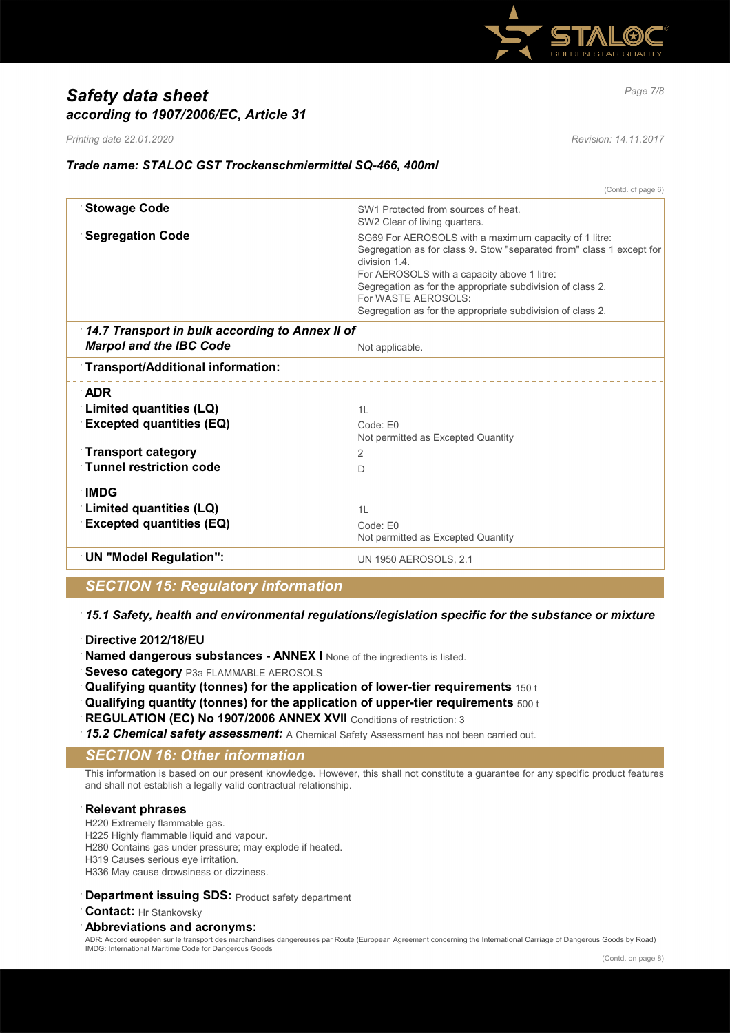# Safety data sheet
## according to 1907/2006/EC, Article 31

*Printing date 22.01.2020* *Revision: 14.11.2017*

### Trade name: STALOC GST Trockenschmiermittel SQ-466, 400ml

(Contd. of page 6)

| | |
|---|---|
| **Stowage Code** | SW1 Protected from sources of heat.<br>SW2 Clear of living quarters. |
| **Segregation Code** | SG69 For AEROSOLS with a maximum capacity of 1 litre:<br>Segregation as for class 9. Stow "separated from" class 1 except for division 1.4.<br>For AEROSOLS with a capacity above 1 litre:<br>Segregation as for the appropriate subdivision of class 2.<br>For WASTE AEROSOLS:<br>Segregation as for the appropriate subdivision of class 2. |
| ***14.7 Transport in bulk according to Annex II of Marpol and the IBC Code*** | Not applicable. |
| **Transport/Additional information:** | |
| **ADR** | |
| **Limited quantities (LQ)** | 1L |
| **Excepted quantities (EQ)** | Code: E0<br>Not permitted as Excepted Quantity |
| **Transport category** | 2 |
| **Tunnel restriction code** | D |
| **IMDG** | |
| **Limited quantities (LQ)** | 1L |
| **Excepted quantities (EQ)** | Code: E0<br>Not permitted as Excepted Quantity |
| **UN "Model Regulation":** | UN 1950 AEROSOLS, 2.1 |

## SECTION 15: Regulatory information

***15.1 Safety, health and environmental regulations/legislation specific for the substance or mixture***

- **Directive 2012/18/EU**
- **Named dangerous substances - ANNEX I** None of the ingredients is listed.
- **Seveso category** P3a FLAMMABLE AEROSOLS
- **Qualifying quantity (tonnes) for the application of lower-tier requirements** 150 t
- **Qualifying quantity (tonnes) for the application of upper-tier requirements** 500 t
- **REGULATION (EC) No 1907/2006 ANNEX XVII** Conditions of restriction: 3
- ***15.2 Chemical safety assessment:*** A Chemical Safety Assessment has not been carried out.

## SECTION 16: Other information

This information is based on our present knowledge. However, this shall not constitute a guarantee for any specific product features and shall not establish a legally valid contractual relationship.

**Relevant phrases**

H220 Extremely flammable gas.
H225 Highly flammable liquid and vapour.
H280 Contains gas under pressure; may explode if heated.
H319 Causes serious eye irritation.
H336 May cause drowsiness or dizziness.

**Department issuing SDS:** Product safety department

**Contact:** Hr Stankovsky

**Abbreviations and acronyms:**

ADR: Accord européen sur le transport des marchandises dangereuses par Route (European Agreement concerning the International Carriage of Dangerous Goods by Road)
IMDG: International Maritime Code for Dangerous Goods

(Contd. on page 8)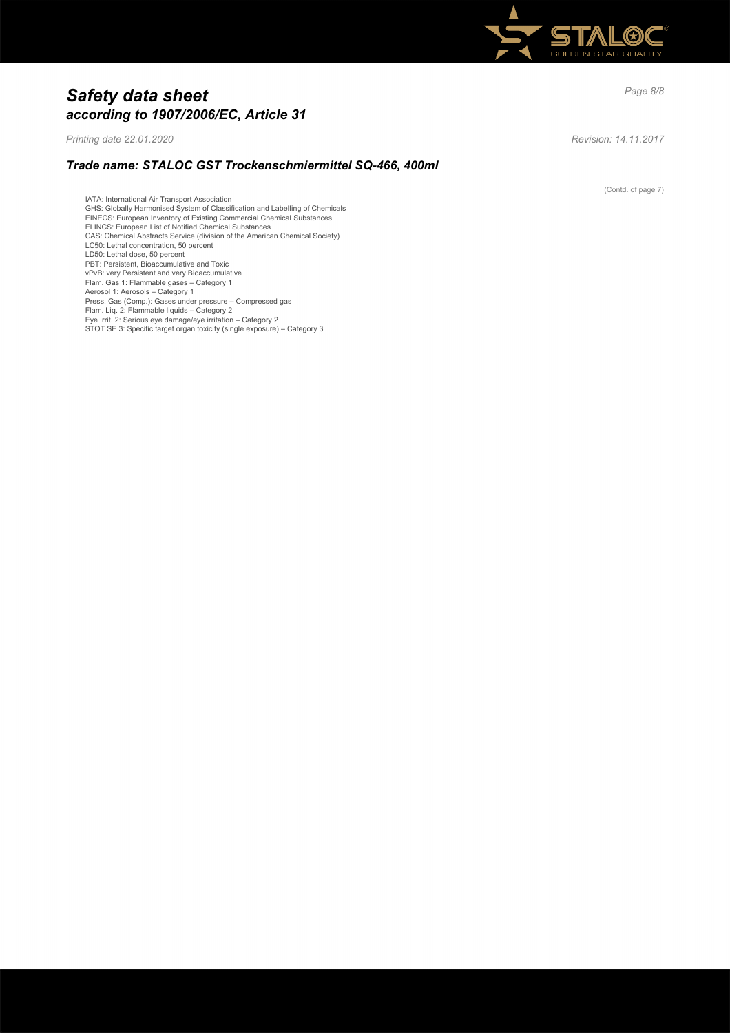(Contd. of page 7)

IATA: International Air Transport Association
GHS: Globally Harmonised System of Classification and Labelling of Chemicals
EINECS: European Inventory of Existing Commercial Chemical Substances
ELINCS: European List of Notified Chemical Substances
CAS: Chemical Abstracts Service (division of the American Chemical Society)
LC50: Lethal concentration, 50 percent
LD50: Lethal dose, 50 percent
PBT: Persistent, Bioaccumulative and Toxic
vPvB: very Persistent and very Bioaccumulative
Flam. Gas 1: Flammable gases – Category 1
Aerosol 1: Aerosols – Category 1
Press. Gas (Comp.): Gases under pressure – Compressed gas
Flam. Liq. 2: Flammable liquids – Category 2
Eye Irrit. 2: Serious eye damage/eye irritation – Category 2
STOT SE 3: Specific target organ toxicity (single exposure) – Category 3